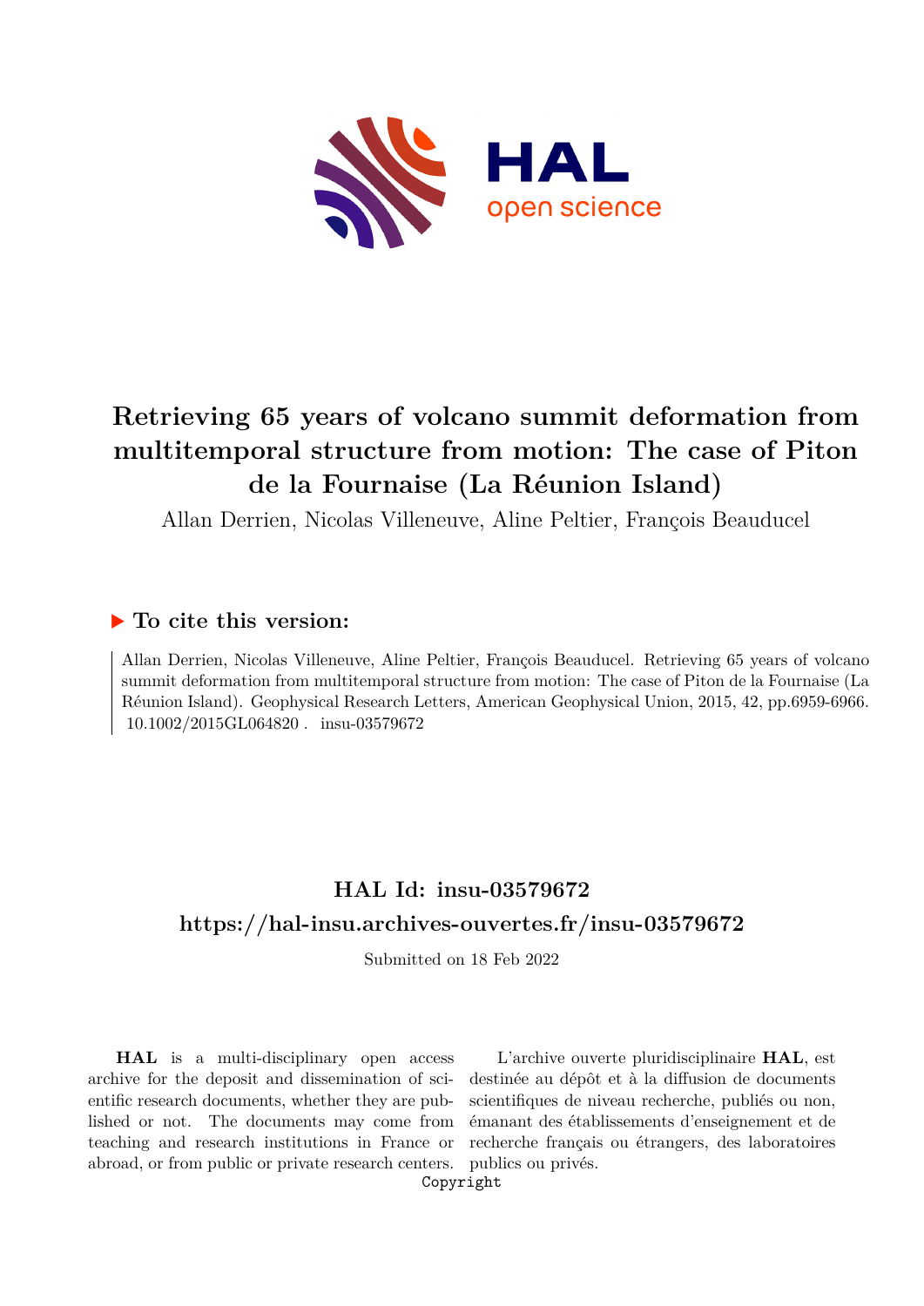# Retrieving 65 years of volcano summit deformation from multitemporal structure from motion: The case of Piton de la Fournaise (La Réunion Island)

Allan Derrien, Nicolas Villeneuve, Aline Peltier, François Beauducel

## ▶ To cite this version:

Allan Derrien, Nicolas Villeneuve, Aline Peltier, François Beauducel. Retrieving 65 years of volcano summit deformation from multitemporal structure from motion: The case of Piton de la Fournaise (La Réunion Island). Geophysical Research Letters, American Geophysical Union, 2015, 42, pp.6959-6966. 10.1002/2015GL064820 . insu-03579672

## HAL Id: insu-03579672

## https://hal-insu.archives-ouvertes.fr/insu-03579672

Submitted on 18 Feb 2022

**HAL** is a multi-disciplinary open access archive for the deposit and dissemination of scientific research documents, whether they are published or not. The documents may come from teaching and research institutions in France or abroad, or from public or private research centers.

L'archive ouverte pluridisciplinaire **HAL**, est destinée au dépôt et à la diffusion de documents scientifiques de niveau recherche, publiés ou non, émanant des établissements d'enseignement et de recherche français ou étrangers, des laboratoires publics ou privés.

Copyright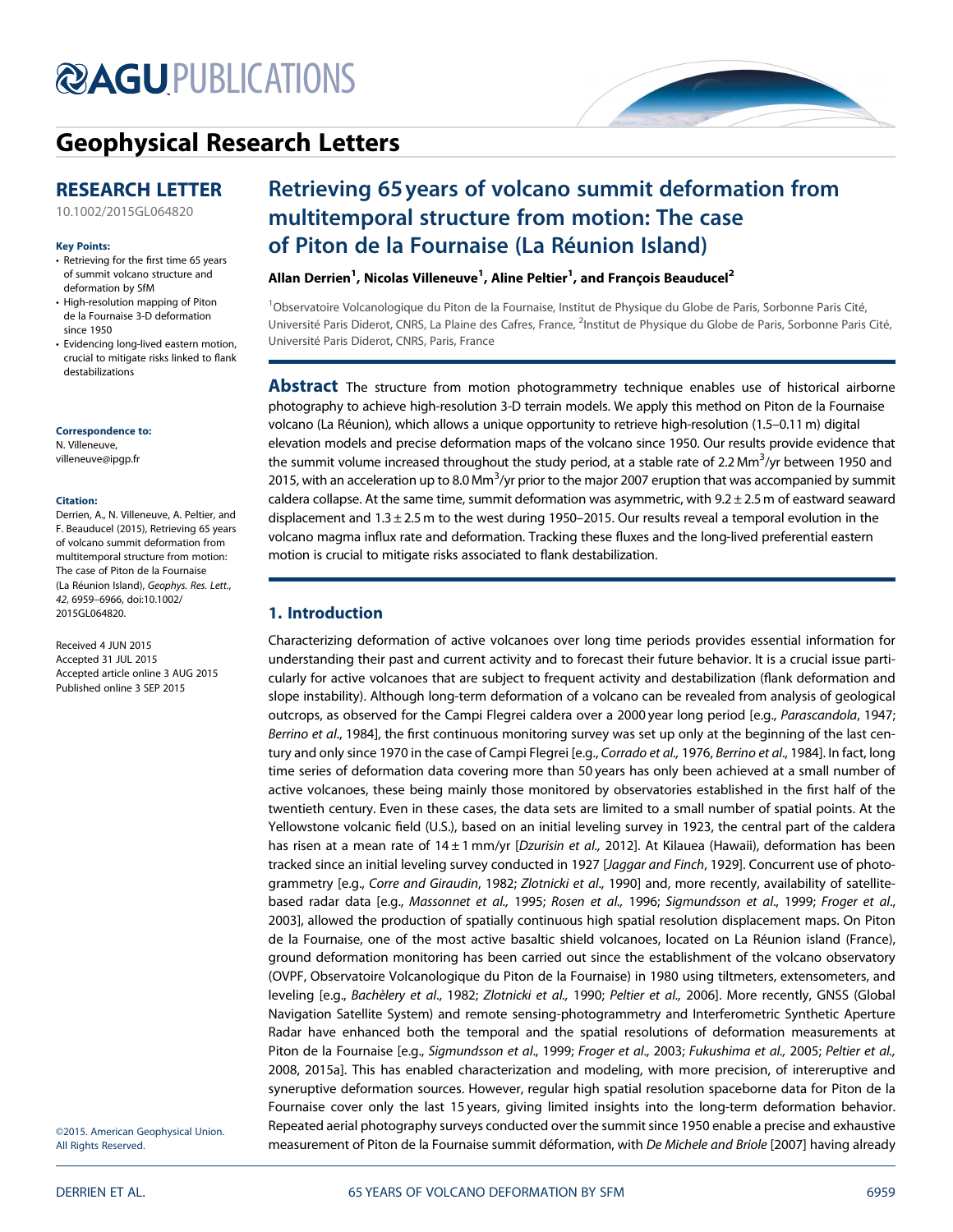# Geophysical Research Letters

## RESEARCH LETTER

10.1002/2015GL064820

**Key Points:**

- Retrieving for the first time 65 years of summit volcano structure and deformation by SfM
- High-resolution mapping of Piton de la Fournaise 3-D deformation since 1950
- Evidencing long-lived eastern motion, crucial to mitigate risks linked to flank destabilizations

**Correspondence to:**

N. Villeneuve,
villeneuve@ipgp.fr

**Citation:**

Derrien, A., N. Villeneuve, A. Peltier, and F. Beauducel (2015), Retrieving 65 years of volcano summit deformation from multitemporal structure from motion: The case of Piton de la Fournaise (La Réunion Island), *Geophys. Res. Lett.*, *42*, 6959–6966, doi:10.1002/2015GL064820.

Received 4 JUN 2015
Accepted 31 JUL 2015
Accepted article online 3 AUG 2015
Published online 3 SEP 2015

©2015. American Geophysical Union. All Rights Reserved.

# Retrieving 65 years of volcano summit deformation from multitemporal structure from motion: The case of Piton de la Fournaise (La Réunion Island)

**Allan Derrien[1], Nicolas Villeneuve[1], Aline Peltier[1], and François Beauducel[2]**

[1]Observatoire Volcanologique du Piton de la Fournaise, Institut de Physique du Globe de Paris, Sorbonne Paris Cité, Université Paris Diderot, CNRS, La Plaine des Cafres, France, [2]Institut de Physique du Globe de Paris, Sorbonne Paris Cité, Université Paris Diderot, CNRS, Paris, France

**Abstract** The structure from motion photogrammetry technique enables use of historical airborne photography to achieve high-resolution 3-D terrain models. We apply this method on Piton de la Fournaise volcano (La Réunion), which allows a unique opportunity to retrieve high-resolution (1.5–0.11 m) digital elevation models and precise deformation maps of the volcano since 1950. Our results provide evidence that the summit volume increased throughout the study period, at a stable rate of 2.2 $Mm^3$/yr between 1950 and 2015, with an acceleration up to 8.0 $Mm^3$/yr prior to the major 2007 eruption that was accompanied by summit caldera collapse. At the same time, summit deformation was asymmetric, with 9.2 ± 2.5 m of eastward seaward displacement and 1.3 ± 2.5 m to the west during 1950–2015. Our results reveal a temporal evolution in the volcano magma influx rate and deformation. Tracking these fluxes and the long-lived preferential eastern motion is crucial to mitigate risks associated to flank destabilization.

## 1. Introduction

Characterizing deformation of active volcanoes over long time periods provides essential information for understanding their past and current activity and to forecast their future behavior. It is a crucial issue particularly for active volcanoes that are subject to frequent activity and destabilization (flank deformation and slope instability). Although long-term deformation of a volcano can be revealed from analysis of geological outcrops, as observed for the Campi Flegrei caldera over a 2000 year long period [e.g., *Parascandola*, 1947; *Berrino et al.*, 1984], the first continuous monitoring survey was set up only at the beginning of the last century and only since 1970 in the case of Campi Flegrei [e.g., *Corrado et al.,* 1976, *Berrino et al.*, 1984]. In fact, long time series of deformation data covering more than 50 years has only been achieved at a small number of active volcanoes, these being mainly those monitored by observatories established in the first half of the twentieth century. Even in these cases, the data sets are limited to a small number of spatial points. At the Yellowstone volcanic field (U.S.), based on an initial leveling survey in 1923, the central part of the caldera has risen at a mean rate of 14 ± 1 mm/yr [*Dzurisin et al.,* 2012]. At Kilauea (Hawaii), deformation has been tracked since an initial leveling survey conducted in 1927 [*Jaggar and Finch*, 1929]. Concurrent use of photogrammetry [e.g., *Corre and Giraudin*, 1982; *Zlotnicki et al*., 1990] and, more recently, availability of satellite-based radar data [e.g., *Massonnet et al.,* 1995; *Rosen et al.,* 1996; *Sigmundsson et al.*, 1999; *Froger et al*., 2003], allowed the production of spatially continuous high spatial resolution displacement maps. On Piton de la Fournaise, one of the most active basaltic shield volcanoes, located on La Réunion island (France), ground deformation monitoring has been carried out since the establishment of the volcano observatory (OVPF, Observatoire Volcanologique du Piton de la Fournaise) in 1980 using tiltmeters, extensometers, and leveling [e.g., *Bachèlery et al*., 1982; *Zlotnicki et al.,* 1990; *Peltier et al.,* 2006]. More recently, GNSS (Global Navigation Satellite System) and remote sensing-photogrammetry and Interferometric Synthetic Aperture Radar have enhanced both the temporal and the spatial resolutions of deformation measurements at Piton de la Fournaise [e.g., *Sigmundsson et al*., 1999; *Froger et al.*, 2003; *Fukushima et al.,* 2005; *Peltier et al.,* 2008, 2015a]. This has enabled characterization and modeling, with more precision, of intereruptive and syneruptive deformation sources. However, regular high spatial resolution spaceborne data for Piton de la Fournaise cover only the last 15 years, giving limited insights into the long-term deformation behavior. Repeated aerial photography surveys conducted over the summit since 1950 enable a precise and exhaustive measurement of Piton de la Fournaise summit déformation, with *De Michele and Briole* [2007] having already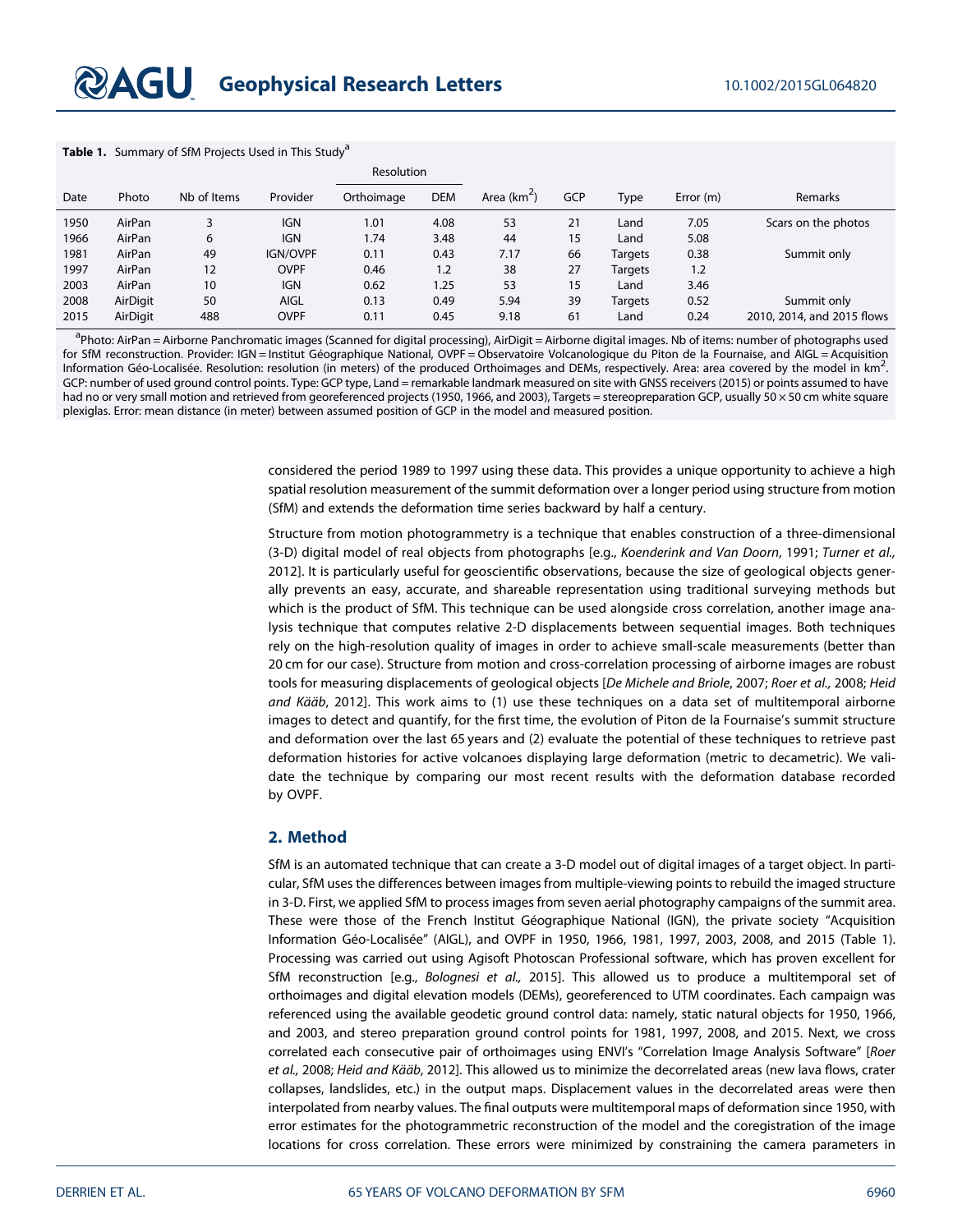**Table 1.** Summary of SfM Projects Used in This Study[a]

| Date | Photo | Nb of Items | Provider | Resolution | | Area ($km^2$) | GCP | Type | Error (m) | Remarks |
|---|---|---|---|---|---|---|---|---|---|---|
| | | | | Orthoimage | DEM | | | | | |
| 1950 | AirPan | 3 | IGN | 1.01 | 4.08 | 53 | 21 | Land | 7.05 | Scars on the photos |
| 1966 | AirPan | 6 | IGN | 1.74 | 3.48 | 44 | 15 | Land | 5.08 | |
| 1981 | AirPan | 49 | IGN/OVPF | 0.11 | 0.43 | 7.17 | 66 | Targets | 0.38 | Summit only |
| 1997 | AirPan | 12 | OVPF | 0.46 | 1.2 | 38 | 27 | Targets | 1.2 | |
| 2003 | AirPan | 10 | IGN | 0.62 | 1.25 | 53 | 15 | Land | 3.46 | |
| 2008 | AirDigit | 50 | AIGL | 0.13 | 0.49 | 5.94 | 39 | Targets | 0.52 | Summit only |
| 2015 | AirDigit | 488 | OVPF | 0.11 | 0.45 | 9.18 | 61 | Land | 0.24 | 2010, 2014, and 2015 flows |

[a]Photo: AirPan = Airborne Panchromatic images (Scanned for digital processing), AirDigit = Airborne digital images. Nb of items: number of photographs used for SfM reconstruction. Provider: IGN = Institut Géographique National, OVPF = Observatoire Volcanologique du Piton de la Fournaise, and AIGL = Acquisition Information Géo-Localisée. Resolution: resolution (in meters) of the produced Orthoimages and DEMs, respectively. Area: area covered by the model in $km^2$. GCP: number of used ground control points. Type: GCP type, Land = remarkable landmark measured on site with GNSS receivers (2015) or points assumed to have had no or very small motion and retrieved from georeferenced projects (1950, 1966, and 2003), Targets = stereopreparation GCP, usually 50 × 50 cm white square plexiglas. Error: mean distance (in meter) between assumed position of GCP in the model and measured position.

considered the period 1989 to 1997 using these data. This provides a unique opportunity to achieve a high spatial resolution measurement of the summit deformation over a longer period using structure from motion (SfM) and extends the deformation time series backward by half a century.

Structure from motion photogrammetry is a technique that enables construction of a three-dimensional (3-D) digital model of real objects from photographs [e.g., *Koenderink and Van Doorn*, 1991; *Turner et al.*, 2012]. It is particularly useful for geoscientific observations, because the size of geological objects generally prevents an easy, accurate, and shareable representation using traditional surveying methods but which is the product of SfM. This technique can be used alongside cross correlation, another image analysis technique that computes relative 2-D displacements between sequential images. Both techniques rely on the high-resolution quality of images in order to achieve small-scale measurements (better than 20 cm for our case). Structure from motion and cross-correlation processing of airborne images are robust tools for measuring displacements of geological objects [*De Michele and Briole*, 2007; *Roer et al.*, 2008; *Heid and Kääb*, 2012]. This work aims to (1) use these techniques on a data set of multitemporal airborne images to detect and quantify, for the first time, the evolution of Piton de la Fournaise's summit structure and deformation over the last 65 years and (2) evaluate the potential of these techniques to retrieve past deformation histories for active volcanoes displaying large deformation (metric to decametric). We validate the technique by comparing our most recent results with the deformation database recorded by OVPF.

## 2. Method

SfM is an automated technique that can create a 3-D model out of digital images of a target object. In particular, SfM uses the differences between images from multiple-viewing points to rebuild the imaged structure in 3-D. First, we applied SfM to process images from seven aerial photography campaigns of the summit area. These were those of the French Institut Géographique National (IGN), the private society "Acquisition Information Géo-Localisée" (AIGL), and OVPF in 1950, 1966, 1981, 1997, 2003, 2008, and 2015 (Table 1). Processing was carried out using Agisoft Photoscan Professional software, which has proven excellent for SfM reconstruction [e.g., *Bolognesi et al.*, 2015]. This allowed us to produce a multitemporal set of orthoimages and digital elevation models (DEMs), georeferenced to UTM coordinates. Each campaign was referenced using the available geodetic ground control data: namely, static natural objects for 1950, 1966, and 2003, and stereo preparation ground control points for 1981, 1997, 2008, and 2015. Next, we cross correlated each consecutive pair of orthoimages using ENVI's "Correlation Image Analysis Software" [*Roer et al.*, 2008; *Heid and Kääb*, 2012]. This allowed us to minimize the decorrelated areas (new lava flows, crater collapses, landslides, etc.) in the output maps. Displacement values in the decorrelated areas were then interpolated from nearby values. The final outputs were multitemporal maps of deformation since 1950, with error estimates for the photogrammetric reconstruction of the model and the coregistration of the image locations for cross correlation. These errors were minimized by constraining the camera parameters in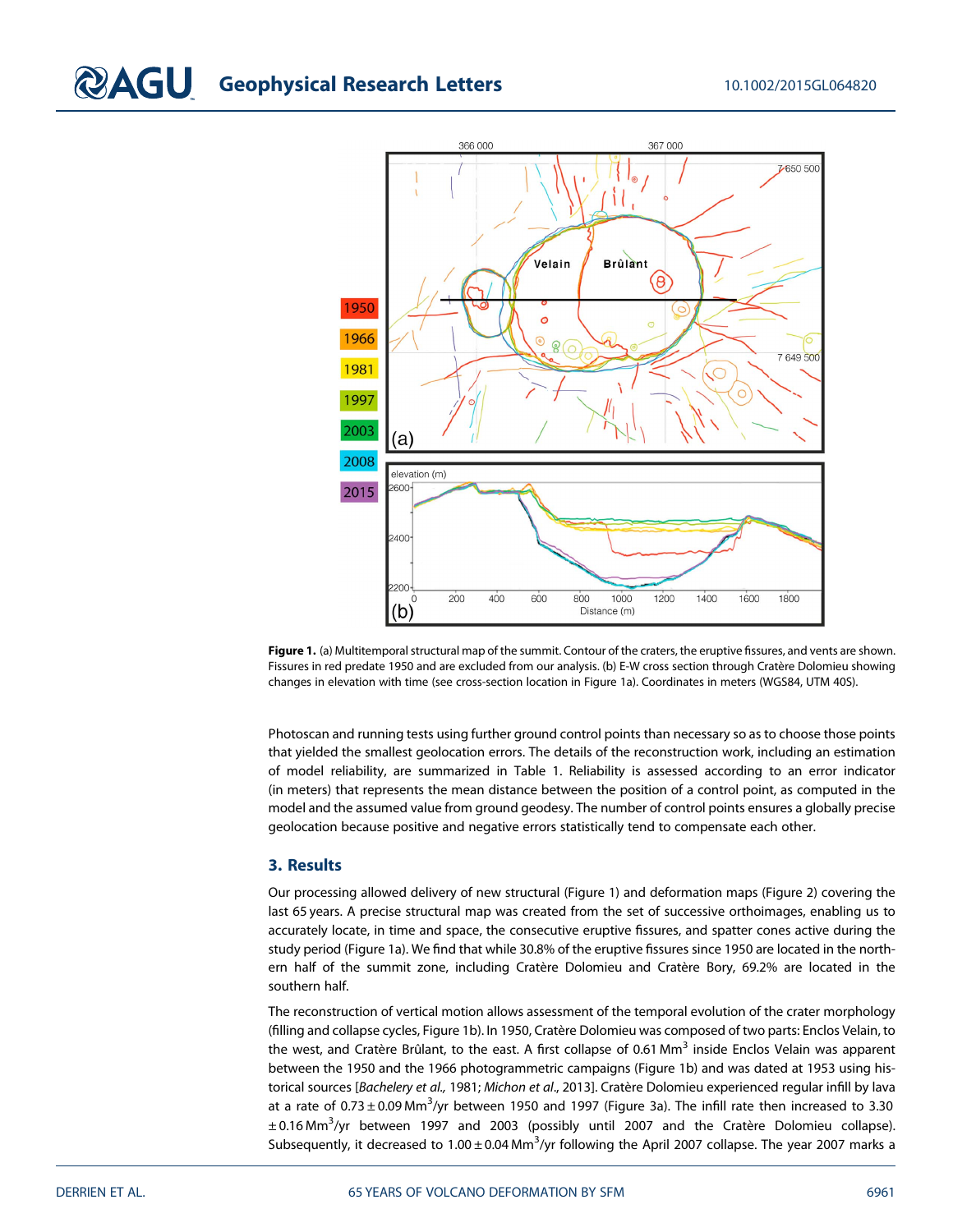**Figure 1.** (a) Multitemporal structural map of the summit. Contour of the craters, the eruptive fissures, and vents are shown. Fissures in red predate 1950 and are excluded from our analysis. (b) E-W cross section through Cratère Dolomieu showing changes in elevation with time (see cross-section location in Figure 1a). Coordinates in meters (WGS84, UTM 40S).

Photoscan and running tests using further ground control points than necessary so as to choose those points that yielded the smallest geolocation errors. The details of the reconstruction work, including an estimation of model reliability, are summarized in Table 1. Reliability is assessed according to an error indicator (in meters) that represents the mean distance between the position of a control point, as computed in the model and the assumed value from ground geodesy. The number of control points ensures a globally precise geolocation because positive and negative errors statistically tend to compensate each other.

## 3. Results

Our processing allowed delivery of new structural (Figure 1) and deformation maps (Figure 2) covering the last 65 years. A precise structural map was created from the set of successive orthoimages, enabling us to accurately locate, in time and space, the consecutive eruptive fissures, and spatter cones active during the study period (Figure 1a). We find that while 30.8% of the eruptive fissures since 1950 are located in the northern half of the summit zone, including Cratère Dolomieu and Cratère Bory, 69.2% are located in the southern half.

The reconstruction of vertical motion allows assessment of the temporal evolution of the crater morphology (filling and collapse cycles, Figure 1b). In 1950, Cratère Dolomieu was composed of two parts: Enclos Velain, to the west, and Cratère Brûlant, to the east. A first collapse of 0.61 $Mm^3$ inside Enclos Velain was apparent between the 1950 and the 1966 photogrammetric campaigns (Figure 1b) and was dated at 1953 using historical sources [*Bachelery et al.*, 1981; *Michon et al.*, 2013]. Cratère Dolomieu experienced regular infill by lava at a rate of $0.73 \pm 0.09$ $Mm^3/yr$ between 1950 and 1997 (Figure 3a). The infill rate then increased to $3.30 \pm 0.16$ $Mm^3/yr$ between 1997 and 2003 (possibly until 2007 and the Cratère Dolomieu collapse). Subsequently, it decreased to $1.00 \pm 0.04$ $Mm^3/yr$ following the April 2007 collapse. The year 2007 marks a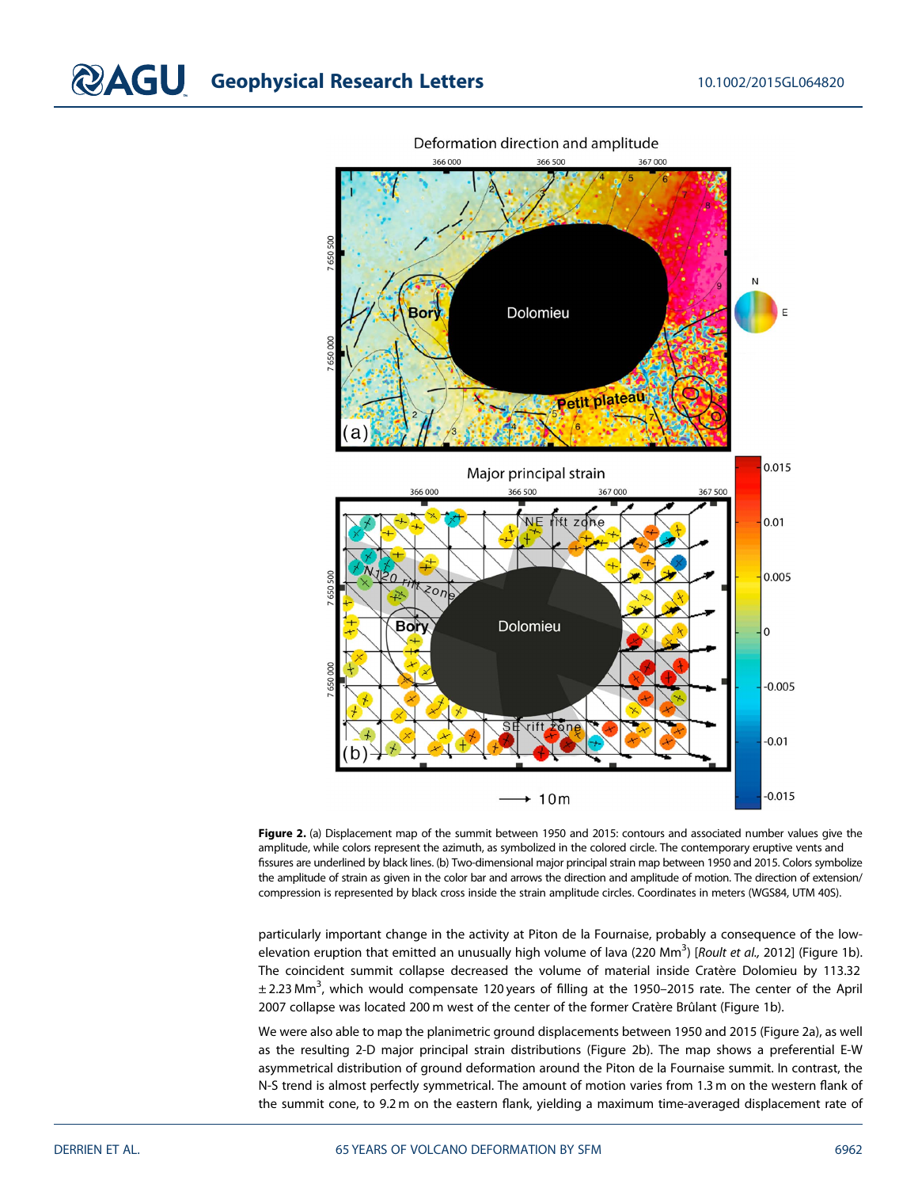Figure 2. (a) Displacement map of the summit between 1950 and 2015: contours and associated number values give the amplitude, while colors represent the azimuth, as symbolized in the colored circle. The contemporary eruptive vents and fissures are underlined by black lines. (b) Two-dimensional major principal strain map between 1950 and 2015. Colors symbolize the amplitude of strain as given in the color bar and arrows the direction and amplitude of motion. The direction of extension/compression is represented by black cross inside the strain amplitude circles. Coordinates in meters (WGS84, UTM 40S).

particularly important change in the activity at Piton de la Fournaise, probably a consequence of the low-elevation eruption that emitted an unusually high volume of lava (220 $Mm^3$) [*Roult et al.,* 2012] (Figure 1b). The coincident summit collapse decreased the volume of material inside Cratère Dolomieu by 113.32 $\pm$ 2.23 $Mm^3$, which would compensate 120 years of filling at the 1950–2015 rate. The center of the April 2007 collapse was located 200 m west of the center of the former Cratère Brûlant (Figure 1b).

We were also able to map the planimetric ground displacements between 1950 and 2015 (Figure 2a), as well as the resulting 2-D major principal strain distributions (Figure 2b). The map shows a preferential E-W asymmetrical distribution of ground deformation around the Piton de la Fournaise summit. In contrast, the N-S trend is almost perfectly symmetrical. The amount of motion varies from 1.3 m on the western flank of the summit cone, to 9.2 m on the eastern flank, yielding a maximum time-averaged displacement rate of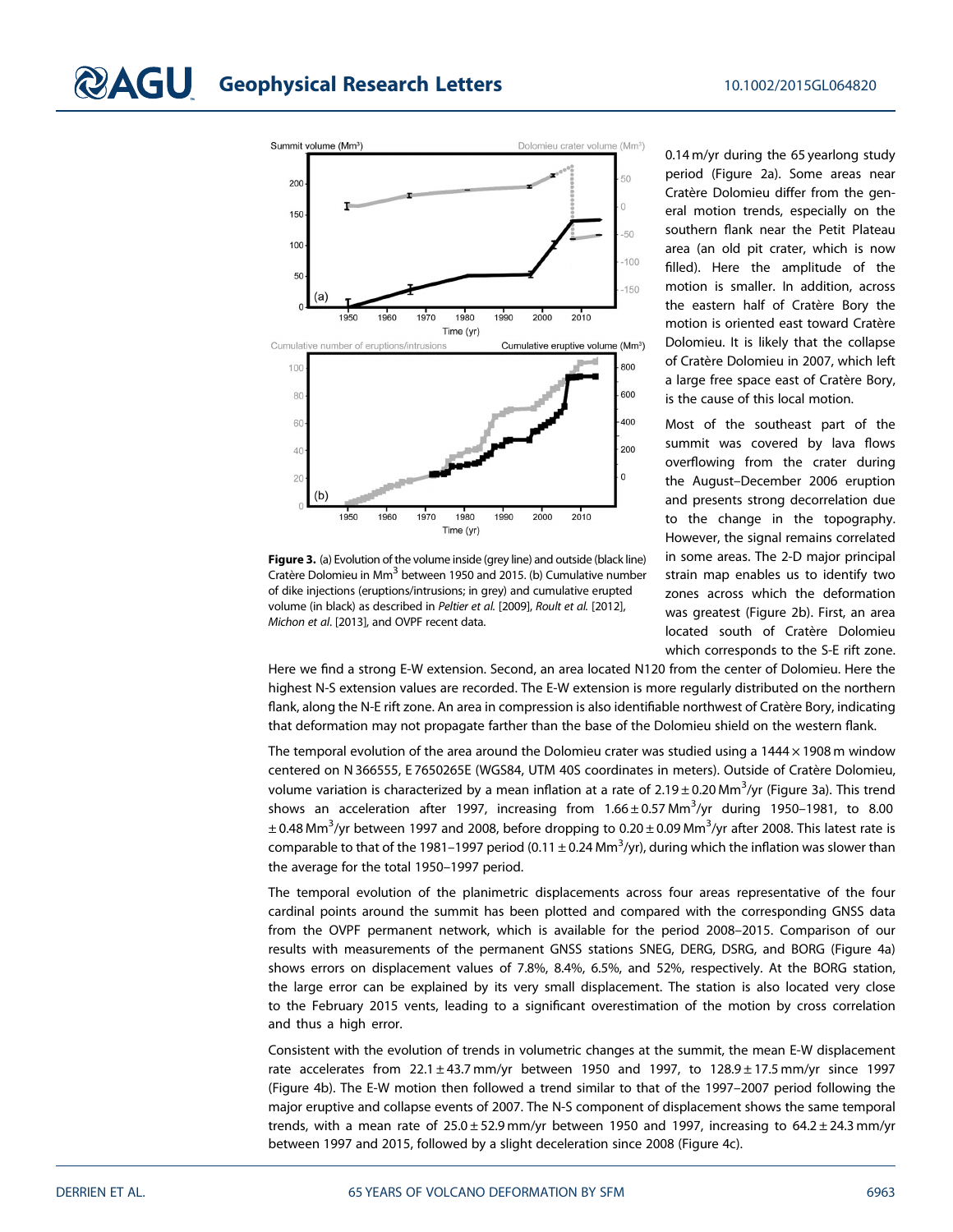0.14 m/yr during the 65 yearlong study period (Figure 2a). Some areas near Cratère Dolomieu differ from the general motion trends, especially on the southern flank near the Petit Plateau area (an old pit crater, which is now filled). Here the amplitude of the motion is smaller. In addition, across the eastern half of Cratère Bory the motion is oriented east toward Cratère Dolomieu. It is likely that the collapse of Cratère Dolomieu in 2007, which left a large free space east of Cratère Bory, is the cause of this local motion.

Most of the southeast part of the summit was covered by lava flows overflowing from the crater during the August–December 2006 eruption and presents strong decorrelation due to the change in the topography. However, the signal remains correlated in some areas. The 2-D major principal strain map enables us to identify two zones across which the deformation was greatest (Figure 2b). First, an area located south of Cratère Dolomieu which corresponds to the S-E rift zone. Here we find a strong E-W extension. Second, an area located N120 from the center of Dolomieu. Here the highest N-S extension values are recorded. The E-W extension is more regularly distributed on the northern flank, along the N-E rift zone. An area in compression is also identifiable northwest of Cratère Bory, indicating that deformation may not propagate farther than the base of the Dolomieu shield on the western flank.

**Figure 3.** (a) Evolution of the volume inside (grey line) and outside (black line) Cratère Dolomieu in $Mm^3$ between 1950 and 2015. (b) Cumulative number of dike injections (eruptions/intrusions; in grey) and cumulative erupted volume (in black) as described in *Peltier et al.* [2009], *Roult et al.* [2012], *Michon et al.* [2013], and OVPF recent data.

The temporal evolution of the area around the Dolomieu crater was studied using a 1444 × 1908 m window centered on N 366555, E 7650265E (WGS84, UTM 40S coordinates in meters). Outside of Cratère Dolomieu, volume variation is characterized by a mean inflation at a rate of $2.19 \pm 0.20\ Mm^3/yr$ (Figure 3a). This trend shows an acceleration after 1997, increasing from $1.66 \pm 0.57\ Mm^3/yr$ during 1950–1981, to $8.00 \pm 0.48\ Mm^3/yr$ between 1997 and 2008, before dropping to $0.20 \pm 0.09\ Mm^3/yr$ after 2008. This latest rate is comparable to that of the 1981–1997 period ($0.11 \pm 0.24\ Mm^3/yr$), during which the inflation was slower than the average for the total 1950–1997 period.

The temporal evolution of the planimetric displacements across four areas representative of the four cardinal points around the summit has been plotted and compared with the corresponding GNSS data from the OVPF permanent network, which is available for the period 2008–2015. Comparison of our results with measurements of the permanent GNSS stations SNEG, DERG, DSRG, and BORG (Figure 4a) shows errors on displacement values of 7.8%, 8.4%, 6.5%, and 52%, respectively. At the BORG station, the large error can be explained by its very small displacement. The station is also located very close to the February 2015 vents, leading to a significant overestimation of the motion by cross correlation and thus a high error.

Consistent with the evolution of trends in volumetric changes at the summit, the mean E-W displacement rate accelerates from $22.1 \pm 43.7$ mm/yr between 1950 and 1997, to $128.9 \pm 17.5$ mm/yr since 1997 (Figure 4b). The E-W motion then followed a trend similar to that of the 1997–2007 period following the major eruptive and collapse events of 2007. The N-S component of displacement shows the same temporal trends, with a mean rate of $25.0 \pm 52.9$ mm/yr between 1950 and 1997, increasing to $64.2 \pm 24.3$ mm/yr between 1997 and 2015, followed by a slight deceleration since 2008 (Figure 4c).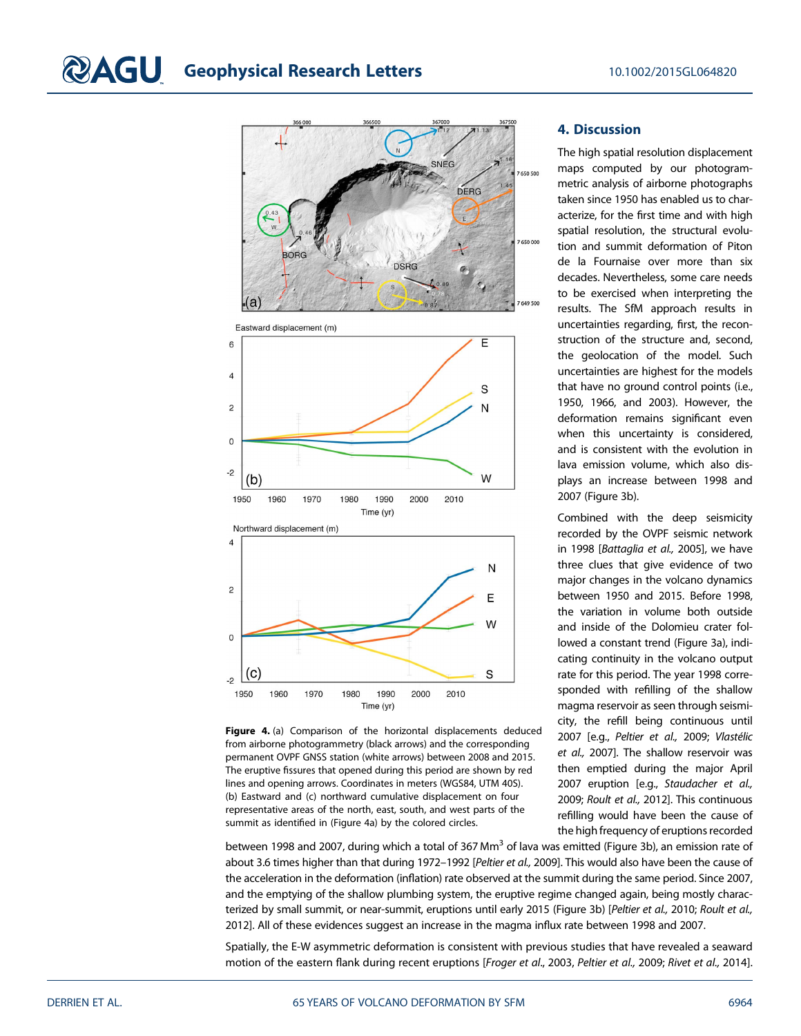Figure 4. (a) Comparison of the horizontal displacements deduced from airborne photogrammetry (black arrows) and the corresponding permanent OVPF GNSS station (white arrows) between 2008 and 2015. The eruptive fissures that opened during this period are shown by red lines and opening arrows. Coordinates in meters (WGS84, UTM 40S). (b) Eastward and (c) northward cumulative displacement on four representative areas of the north, east, south, and west parts of the summit as identified in (Figure 4a) by the colored circles.

## 4. Discussion

The high spatial resolution displacement maps computed by our photogrammetric analysis of airborne photographs taken since 1950 has enabled us to characterize, for the first time and with high spatial resolution, the structural evolution and summit deformation of Piton de la Fournaise over more than six decades. Nevertheless, some care needs to be exercised when interpreting the results. The SfM approach results in uncertainties regarding, first, the reconstruction of the structure and, second, the geolocation of the model. Such uncertainties are highest for the models that have no ground control points (i.e., 1950, 1966, and 2003). However, the deformation remains significant even when this uncertainty is considered, and is consistent with the evolution in lava emission volume, which also displays an increase between 1998 and 2007 (Figure 3b).

Combined with the deep seismicity recorded by the OVPF seismic network in 1998 [*Battaglia et al.,* 2005], we have three clues that give evidence of two major changes in the volcano dynamics between 1950 and 2015. Before 1998, the variation in volume both outside and inside of the Dolomieu crater followed a constant trend (Figure 3a), indicating continuity in the volcano output rate for this period. The year 1998 corresponded with refilling of the shallow magma reservoir as seen through seismicity, the refill being continuous until 2007 [e.g., *Peltier et al.,* 2009; *Vlastélic et al.,* 2007]. The shallow reservoir was then emptied during the major April 2007 eruption [e.g., *Staudacher et al.,* 2009; *Roult et al.,* 2012]. This continuous refilling would have been the cause of the high frequency of eruptions recorded between 1998 and 2007, during which a total of 367 $Mm^3$ of lava was emitted (Figure 3b), an emission rate of about 3.6 times higher than that during 1972–1992 [*Peltier et al.,* 2009]. This would also have been the cause of the acceleration in the deformation (inflation) rate observed at the summit during the same period. Since 2007, and the emptying of the shallow plumbing system, the eruptive regime changed again, being mostly characterized by small summit, or near-summit, eruptions until early 2015 (Figure 3b) [*Peltier et al.,* 2010; *Roult et al.,* 2012]. All of these evidences suggest an increase in the magma influx rate between 1998 and 2007.

Spatially, the E-W asymmetric deformation is consistent with previous studies that have revealed a seaward motion of the eastern flank during recent eruptions [*Froger et al.,* 2003, *Peltier et al.,* 2009; *Rivet et al.,* 2014].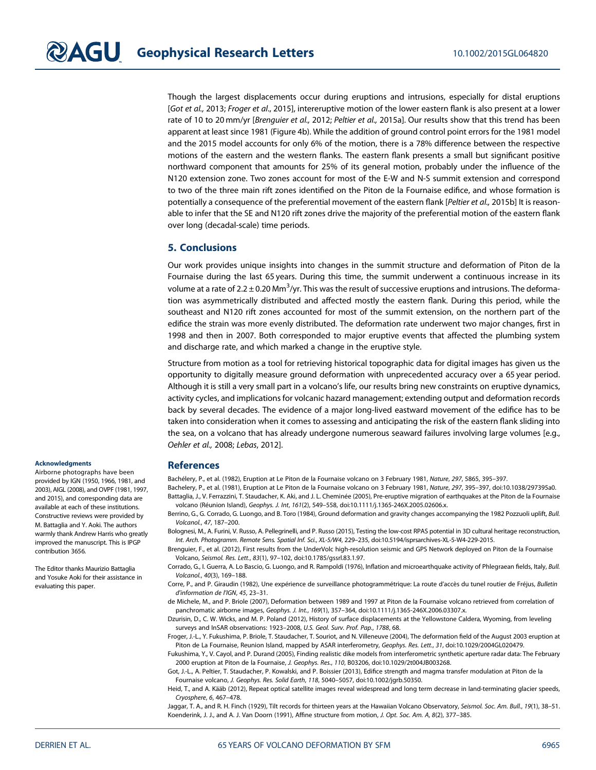Though the largest displacements occur during eruptions and intrusions, especially for distal eruptions [*Got et al.,* 2013; *Froger et al*., 2015], intereruptive motion of the lower eastern flank is also present at a lower rate of 10 to 20 mm/yr [*Brenguier et al.,* 2012; *Peltier et al.,* 2015a]. Our results show that this trend has been apparent at least since 1981 (Figure 4b). While the addition of ground control point errors for the 1981 model and the 2015 model accounts for only 6% of the motion, there is a 78% difference between the respective motions of the eastern and the western flanks. The eastern flank presents a small but significant positive northward component that amounts for 25% of its general motion, probably under the influence of the N120 extension zone. Two zones account for most of the E-W and N-S summit extension and correspond to two of the three main rift zones identified on the Piton de la Fournaise edifice, and whose formation is potentially a consequence of the preferential movement of the eastern flank [*Peltier et al.,* 2015b] It is reasonable to infer that the SE and N120 rift zones drive the majority of the preferential motion of the eastern flank over long (decadal-scale) time periods.

## 5. Conclusions

Our work provides unique insights into changes in the summit structure and deformation of Piton de la Fournaise during the last 65 years. During this time, the summit underwent a continuous increase in its volume at a rate of $2.2 \pm 0.20$ $Mm^3$/yr. This was the result of successive eruptions and intrusions. The deformation was asymmetrically distributed and affected mostly the eastern flank. During this period, while the southeast and N120 rift zones accounted for most of the summit extension, on the northern part of the edifice the strain was more evenly distributed. The deformation rate underwent two major changes, first in 1998 and then in 2007. Both corresponded to major eruptive events that affected the plumbing system and discharge rate, and which marked a change in the eruptive style.

Structure from motion as a tool for retrieving historical topographic data for digital images has given us the opportunity to digitally measure ground deformation with unprecedented accuracy over a 65 year period. Although it is still a very small part in a volcano's life, our results bring new constraints on eruptive dynamics, activity cycles, and implications for volcanic hazard management; extending output and deformation records back by several decades. The evidence of a major long-lived eastward movement of the edifice has to be taken into consideration when it comes to assessing and anticipating the risk of the eastern flank sliding into the sea, on a volcano that has already undergone numerous seaward failures involving large volumes [e.g., *Oehler et al.,* 2008; *Lebas*, 2012].

**Acknowledgments**

Airborne photographs have been provided by IGN (1950, 1966, 1981, and 2003), AIGL (2008), and OVPF (1981, 1997, and 2015), and corresponding data are available at each of these institutions. Constructive reviews were provided by M. Battaglia and Y. Aoki. The authors warmly thank Andrew Harris who greatly improved the manuscript. This is IPGP contribution 3656.

The Editor thanks Maurizio Battaglia and Yosuke Aoki for their assistance in evaluating this paper.

## References

Bachélery, P., et al. (1982), Eruption at Le Piton de la Fournaise volcano on 3 February 1981, *Nature*, *297*, 5865, 395–397.

Bachelery, P., et al. (1981), Eruption at Le Piton de la Fournaise volcano on 3 February 1981, *Nature*, *297*, 395–397, doi:10.1038/297395a0.

Battaglia, J., V. Ferrazzini, T. Staudacher, K. Aki, and J. L. Cheminée (2005), Pre-eruptive migration of earthquakes at the Piton de la Fournaise volcano (Réunion Island), *Geophys. J. Int*, *161*(2), 549–558, doi:10.1111/j.1365-246X.2005.02606.x.

Berrino, G., G. Corrado, G. Luongo, and B. Toro (1984), Ground deformation and gravity changes accompanying the 1982 Pozzuoli uplift, *Bull. Volcanol.*, *47*, 187–200.

Bolognesi, M., A. Furini, V. Russo, A. Pellegrinelli, and P. Russo (2015), Testing the low-cost RPAS potential in 3D cultural heritage reconstruction, *Int. Arch. Photogramm. Remote Sens. Spatial Inf. Sci.*, *XL-5/W4*, 229–235, doi:10.5194/isprsarchives-XL-5-W4-229-2015.

Brenguier, F., et al. (2012), First results from the UnderVolc high-resolution seismic and GPS Network deployed on Piton de la Fournaise Volcano, *Seismol. Res. Lett.*, *83*(1), 97–102, doi:10.1785/gssrl.83.1.97.

Corrado, G., I. Guerra, A. Lo Bascio, G. Luongo, and R. Rampoldi (1976), Inflation and microearthquake activity of Phlegraean fields, Italy, *Bull. Volcanol.*, *40*(3), 169–188.

Corre, P., and P. Giraudin (1982), Une expérience de surveillance photogrammétrique: La route d'accès du tunel routier de Fréjus, *Bulletin d'information de l'IGN*, *45*, 23–31.

de Michele, M., and P. Briole (2007), Deformation between 1989 and 1997 at Piton de la Fournaise volcano retrieved from correlation of panchromatic airborne images, *Geophys. J. Int.*, *169*(1), 357–364, doi:10.1111/j.1365-246X.2006.03307.x.

Dzurisin, D., C. W. Wicks, and M. P. Poland (2012), History of surface displacements at the Yellowstone Caldera, Wyoming, from leveling surveys and InSAR observations: 1923–2008, *U.S. Geol. Surv. Prof. Pap.*, *1788*, 68.

Froger, J.-L., Y. Fukushima, P. Briole, T. Staudacher, T. Souriot, and N. Villeneuve (2004), The deformation field of the August 2003 eruption at Piton de La Fournaise, Reunion Island, mapped by ASAR interferometry, *Geophys. Res. Lett.*, *31*, doi:10.1029/2004GL020479.

Fukushima, Y., V. Cayol, and P. Durand (2005), Finding realistic dike models from interferometric synthetic aperture radar data: The February 2000 eruption at Piton de la Fournaise, *J. Geophys. Res.*, *110*, B03206, doi:10.1029/2t004JB003268.

Got, J.-L., A. Peltier, T. Staudacher, P. Kowalski, and P. Boissier (2013), Edifice strength and magma transfer modulation at Piton de la Fournaise volcano, *J. Geophys. Res. Solid Earth*, *118*, 5040–5057, doi:10.1002/jgrb.50350.

Heid, T., and A. Kääb (2012), Repeat optical satellite images reveal widespread and long term decrease in land-terminating glacier speeds, *Cryosphere*, *6*, 467–478.

Jaggar, T. A., and R. H. Finch (1929), Tilt records for thirteen years at the Hawaiian Volcano Observatory, *Seismol. Soc. Am. Bull.*, *19*(1), 38–51.

Koenderink, J. J., and A. J. Van Doorn (1991), Affine structure from motion, *J. Opt. Soc. Am. A*, *8*(2), 377–385.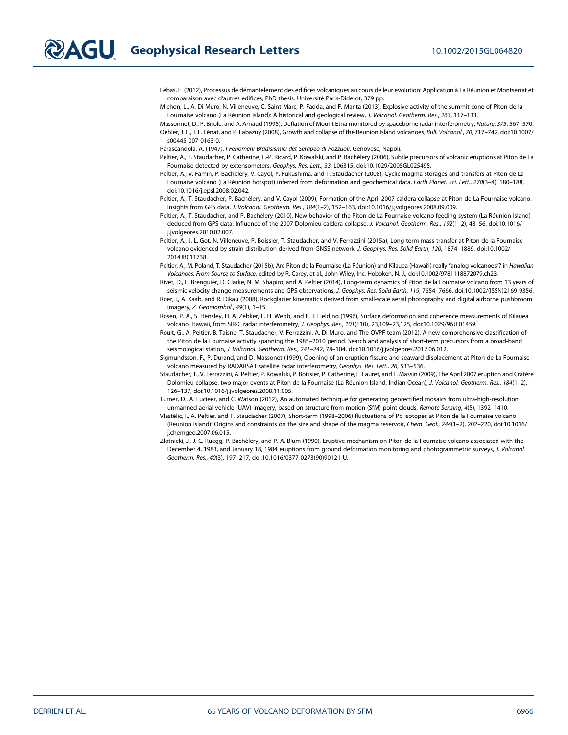Lebas, E. (2012), Processus de démantelement des edifices volcaniques au cours de leur evolution: Application à La Réunion et Montserrat et comparaison avec d'autres edifices, PhD thesis. Université Paris-Diderot, 379 pp.

Michon, L., A. Di Muro, N. Villeneuve, C. Saint-Marc, P. Fadda, and F. Manta (2013), Explosive activity of the summit cone of Piton de la Fournaise volcano (La Réunion island): A historical and geological review, *J. Volcanol. Geotherm. Res.*, *263*, 117–133.

Massonnet, D., P. Briole, and A. Arnaud (1995), Deflation of Mount Etna monitored by spaceborne radar interferometry, *Nature*, *375*, 567–570.

Oehler, J. F., J. F. Lénat, and P. Labazuy (2008), Growth and collapse of the Reunion Island volcanoes, *Bull. Volcanol.*, *70*, 717–742, doi:10.1007/s00445-007-0163-0.

Parascandola, A. (1947), *I Fenomeni Bradisismici det Serapeo di Pozzuoli*, Genovese, Napoli.

Peltier, A., T. Staudacher, P. Catherine, L.-P. Ricard, P. Kowalski, and P. Bachèlery (2006), Subtle precursors of volcanic eruptions at Piton de La Fournaise detected by extensometers, *Geophys. Res. Lett.*, *33*, L06315, doi:10.1029/2005GL025495.

Peltier, A., V. Famin, P. Bachèlery, V. Cayol, Y. Fukushima, and T. Staudacher (2008), Cyclic magma storages and transfers at Piton de La Fournaise volcano (La Réunion hotspot) inferred from deformation and geochemical data, *Earth Planet. Sci. Lett.*, *270*(3–4), 180–188, doi:10.1016/j.epsl.2008.02.042.

Peltier, A., T. Staudacher, P. Bachèlery, and V. Cayol (2009), Formation of the April 2007 caldera collapse at Piton de La Fournaise volcano: Insights from GPS data, *J. Volcanol. Geotherm. Res.*, *184*(1–2), 152–163, doi:10.1016/j.jvolgeores.2008.09.009.

Peltier, A., T. Staudacher, and P. Bachèlery (2010), New behavior of the Piton de La Fournaise volcano feeding system (La Réunion Island) deduced from GPS data: Influence of the 2007 Dolomieu caldera collapse, *J. Volcanol. Geotherm. Res.*, *192*(1–2), 48–56, doi:10.1016/j.jvolgeores.2010.02.007.

Peltier, A., J. L. Got, N. Villeneuve, P. Boissier, T. Staudacher, and V. Ferrazzini (2015a), Long-term mass transfer at Piton de la Fournaise volcano evidenced by strain distribution derived from GNSS network, *J. Geophys. Res. Solid Earth*, *120*, 1874–1889, doi:10.1002/2014JB011738.

Peltier, A., M. Poland, T. Staudacher (2015b), Are Piton de la Fournaise (La Réunion) and Kilauea (Hawai'i) really "analog volcanoes"? in *Hawaiian Volcanoes: From Source to Surface*, edited by R. Carey, et al., John Wiley, Inc, Hoboken, N. J., doi:10.1002/9781118872079.ch23.

Rivet, D., F. Brenguier, D. Clarke, N. M. Shapiro, and A. Peltier (2014), Long-term dynamics of Piton de la Fournaise volcano from 13 years of seismic velocity change measurements and GPS observations, *J. Geophys. Res. Solid Earth*, *119*, 7654–7666, doi:10.1002/(ISSN)2169-9356.

Roer, I., A. Kaab, and R. Dikau (2008), Rockglacier kinematics derived from small-scale aerial photography and digital airborne pushbroom imagery, *Z. Geomorphol.*, *49*(1), 1–15.

Rosen, P. A., S. Hensley, H. A. Zebker, F. H. Webb, and E. J. Fielding (1996), Surface deformation and coherence measurements of Kilauea volcano, Hawaii, from SIR-C radar interferometry, *J. Geophys. Res.*, *101*(E10), 23,109–23,125, doi:10.1029/96JE01459.

Roult, G., A. Peltier, B. Taisne, T. Staudacher, V. Ferrazzini, A. Di Muro, and The OVPF team (2012), A new comprehensive classification of the Piton de la Fournaise activity spanning the 1985–2010 period. Search and analysis of short-term precursors from a broad-band seismological station, *J. Volcanol. Geotherm. Res.*, *241–242*, 78–104, doi:10.1016/j.jvolgeores.2012.06.012.

Sigmundsson, F., P. Durand, and D. Massonet (1999), Opening of an eruption fissure and seaward displacement at Piton de La Fournaise volcano measured by RADARSAT satellite radar interferometry, *Geophys. Res. Lett.*, *26*, 533–536.

Staudacher, T., V. Ferrazzini, A. Peltier, P. Kowalski, P. Boissier, P. Catherine, F. Lauret, and F. Massin (2009), The April 2007 eruption and Cratère Dolomieu collapse, two major events at Piton de la Fournaise (La Réunion Island, Indian Ocean), *J. Volcanol. Geotherm. Res.*, *184*(1–2), 126–137, doi:10.1016/j.jvolgeores.2008.11.005.

Turner, D., A. Lucieer, and C. Watson (2012), An automated technique for generating georectified mosaics from ultra-high-resolution unmanned aerial vehicle (UAV) imagery, based on structure from motion (SfM) point clouds, *Remote Sensing*, *4*(5), 1392–1410.

Vlastélic, I., A. Peltier, and T. Staudacher (2007), Short-term (1998–2006) fluctuations of Pb isotopes at Piton de la Fournaise volcano (Reunion Island): Origins and constraints on the size and shape of the magma reservoir, *Chem. Geol.*, *244*(1–2), 202–220, doi:10.1016/j.chemgeo.2007.06.015.

Zlotnicki, J., J. C. Ruegg, P. Bachèlery, and P. A. Blum (1990), Eruptive mechanism on Piton de la Fournaise volcano associated with the December 4, 1983, and January 18, 1984 eruptions from ground deformation monitoring and photogrammetric surveys, *J. Volcanol. Geotherm. Res.*, *40*(3), 197–217, doi:10.1016/0377-0273(90)90121-U.